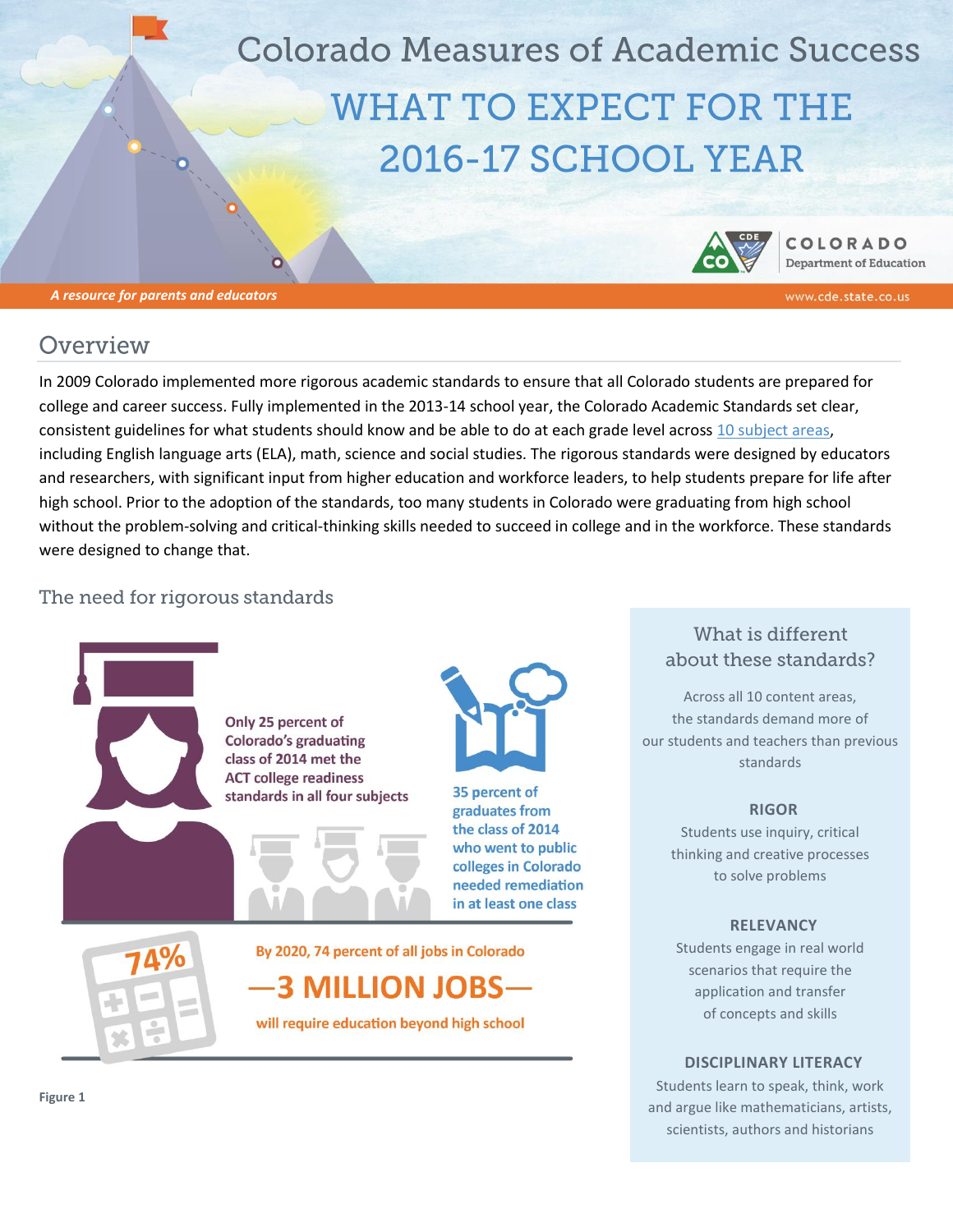# Colorado Measures of Academic Success

# WHAT TO EXPECT FOR THE 2016-17 SCHOOL YEAR

*A resource for parents and educators*

## Overview

In 2009 Colorado implemented more rigorous academic standards to ensure that all Colorado students are prepared for college and career success. Fully implemented in the 2013-14 school year, the Colorado Academic Standards set clear, consistent guidelines for what students should know and be able to do at each grade level across 10 subject areas, including English language arts (ELA), math, science and social studies. The rigorous standards were designed by educators and researchers, with significant input from higher education and workforce leaders, to help students prepare for life after high school. Prior to the adoption of the standards, too many students in Colorado were graduating from high school without the problem-solving and critical-thinking skills needed to succeed in college and in the workforce. These standards were designed to change that.

### The need for rigorous standards

Only 25 percent of Colorado's graduating class of 2014 met the ACT college readiness standards in all four subjects

35 percent of graduates from the class of 2014 who went to public colleges in Colorado needed remediation in at least one class

74%

By 2020, 74 percent of all jobs in Colorado

**—3 MILLION JOBS—**

will require education beyond high school

**Figure 1**

### What is different about these standards?

Across all 10 content areas, the standards demand more of our students and teachers than previous standards

**RIGOR**
Students use inquiry, critical thinking and creative processes to solve problems

**RELEVANCY**
Students engage in real world scenarios that require the application and transfer of concepts and skills

**DISCIPLINARY LITERACY**
Students learn to speak, think, work and argue like mathematicians, artists, scientists, authors and historians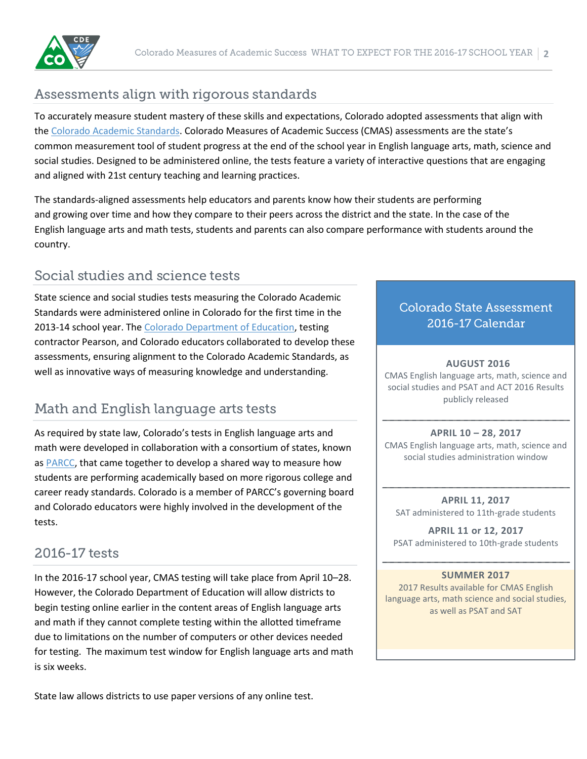## Assessments align with rigorous standards

To accurately measure student mastery of these skills and expectations, Colorado adopted assessments that align with the Colorado Academic Standards. Colorado Measures of Academic Success (CMAS) assessments are the state's common measurement tool of student progress at the end of the school year in English language arts, math, science and social studies. Designed to be administered online, the tests feature a variety of interactive questions that are engaging and aligned with 21st century teaching and learning practices.

The standards-aligned assessments help educators and parents know how their students are performing and growing over time and how they compare to their peers across the district and the state. In the case of the English language arts and math tests, students and parents can also compare performance with students around the country.

### Social studies and science tests

State science and social studies tests measuring the Colorado Academic Standards were administered online in Colorado for the first time in the 2013-14 school year. The Colorado Department of Education, testing contractor Pearson, and Colorado educators collaborated to develop these assessments, ensuring alignment to the Colorado Academic Standards, as well as innovative ways of measuring knowledge and understanding.

### Math and English language arts tests

As required by state law, Colorado's tests in English language arts and math were developed in collaboration with a consortium of states, known as PARCC, that came together to develop a shared way to measure how students are performing academically based on more rigorous college and career ready standards. Colorado is a member of PARCC's governing board and Colorado educators were highly involved in the development of the tests.

### 2016-17 tests

In the 2016-17 school year, CMAS testing will take place from April 10–28. However, the Colorado Department of Education will allow districts to begin testing online earlier in the content areas of English language arts and math if they cannot complete testing within the allotted timeframe due to limitations on the number of computers or other devices needed for testing. The maximum test window for English language arts and math is six weeks.

State law allows districts to use paper versions of any online test.

### Colorado State Assessment 2016-17 Calendar

**AUGUST 2016**
CMAS English language arts, math, science and social studies and PSAT and ACT 2016 Results publicly released

**APRIL 10 – 28, 2017**
CMAS English language arts, math, science and social studies administration window

**APRIL 11, 2017**
SAT administered to 11th-grade students

**APRIL 11 or 12, 2017**
PSAT administered to 10th-grade students

**SUMMER 2017**
2017 Results available for CMAS English language arts, math science and social studies, as well as PSAT and SAT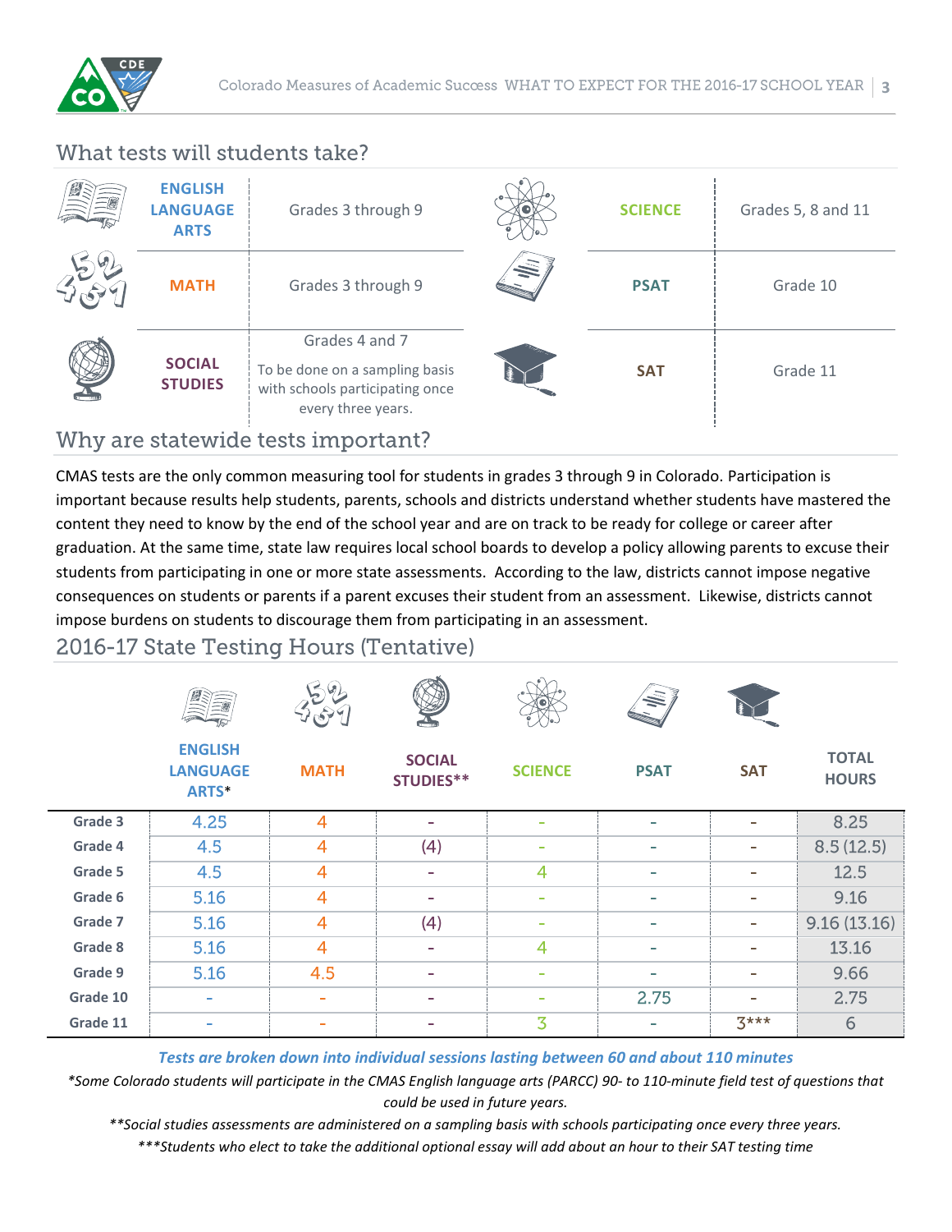## What tests will students take?

| Test | Grades | Test | Grades |
|---|---|---|---|
| ENGLISH LANGUAGE ARTS | Grades 3 through 9 | SCIENCE | Grades 5, 8 and 11 |
| MATH | Grades 3 through 9 | PSAT | Grade 10 |
| SOCIAL STUDIES | Grades 4 and 7<br>To be done on a sampling basis with schools participating once every three years. | SAT | Grade 11 |

## Why are statewide tests important?

CMAS tests are the only common measuring tool for students in grades 3 through 9 in Colorado. Participation is important because results help students, parents, schools and districts understand whether students have mastered the content they need to know by the end of the school year and are on track to be ready for college or career after graduation. At the same time, state law requires local school boards to develop a policy allowing parents to excuse their students from participating in one or more state assessments. According to the law, districts cannot impose negative consequences on students or parents if a parent excuses their student from an assessment. Likewise, districts cannot impose burdens on students to discourage them from participating in an assessment.

## 2016-17 State Testing Hours (Tentative)

| | ENGLISH LANGUAGE ARTS* | MATH | SOCIAL STUDIES** | SCIENCE | PSAT | SAT | TOTAL HOURS |
|---|---|---|---|---|---|---|---|
| Grade 3 | 4.25 | 4 | - | - | - | - | 8.25 |
| Grade 4 | 4.5 | 4 | (4) | - | - | - | 8.5 (12.5) |
| Grade 5 | 4.5 | 4 | - | 4 | - | - | 12.5 |
| Grade 6 | 5.16 | 4 | - | - | - | - | 9.16 |
| Grade 7 | 5.16 | 4 | (4) | - | - | - | 9.16 (13.16) |
| Grade 8 | 5.16 | 4 | - | 4 | - | - | 13.16 |
| Grade 9 | 5.16 | 4.5 | - | - | - | - | 9.66 |
| Grade 10 | - | - | - | - | 2.75 | - | 2.75 |
| Grade 11 | - | - | - | 3 | - | 3*** | 6 |

***Tests are broken down into individual sessions lasting between 60 and about 110 minutes***

*\*Some Colorado students will participate in the CMAS English language arts (PARCC) 90- to 110-minute field test of questions that could be used in future years.*

*\*\*Social studies assessments are administered on a sampling basis with schools participating once every three years.*

*\*\*\*Students who elect to take the additional optional essay will add about an hour to their SAT testing time*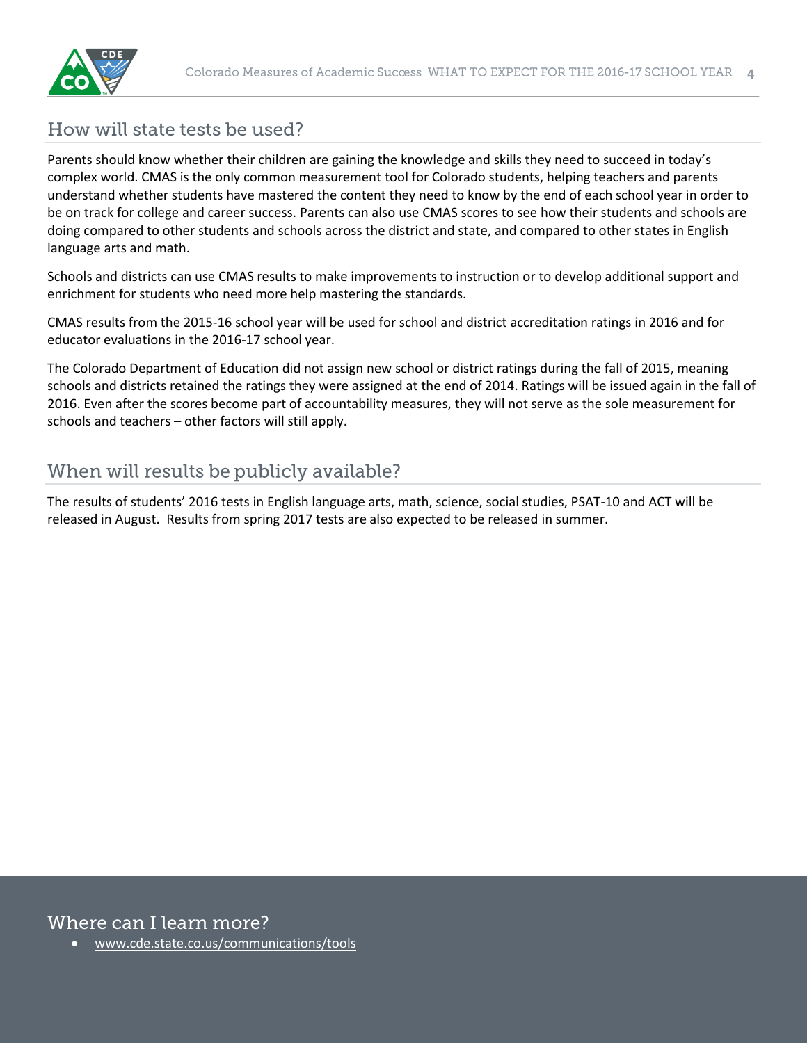## How will state tests be used?

Parents should know whether their children are gaining the knowledge and skills they need to succeed in today's complex world. CMAS is the only common measurement tool for Colorado students, helping teachers and parents understand whether students have mastered the content they need to know by the end of each school year in order to be on track for college and career success. Parents can also use CMAS scores to see how their students and schools are doing compared to other students and schools across the district and state, and compared to other states in English language arts and math.

Schools and districts can use CMAS results to make improvements to instruction or to develop additional support and enrichment for students who need more help mastering the standards.

CMAS results from the 2015-16 school year will be used for school and district accreditation ratings in 2016 and for educator evaluations in the 2016-17 school year.

The Colorado Department of Education did not assign new school or district ratings during the fall of 2015, meaning schools and districts retained the ratings they were assigned at the end of 2014. Ratings will be issued again in the fall of 2016. Even after the scores become part of accountability measures, they will not serve as the sole measurement for schools and teachers – other factors will still apply.

## When will results be publicly available?

The results of students' 2016 tests in English language arts, math, science, social studies, PSAT-10 and ACT will be released in August. Results from spring 2017 tests are also expected to be released in summer.

## Where can I learn more?

- www.cde.state.co.us/communications/tools